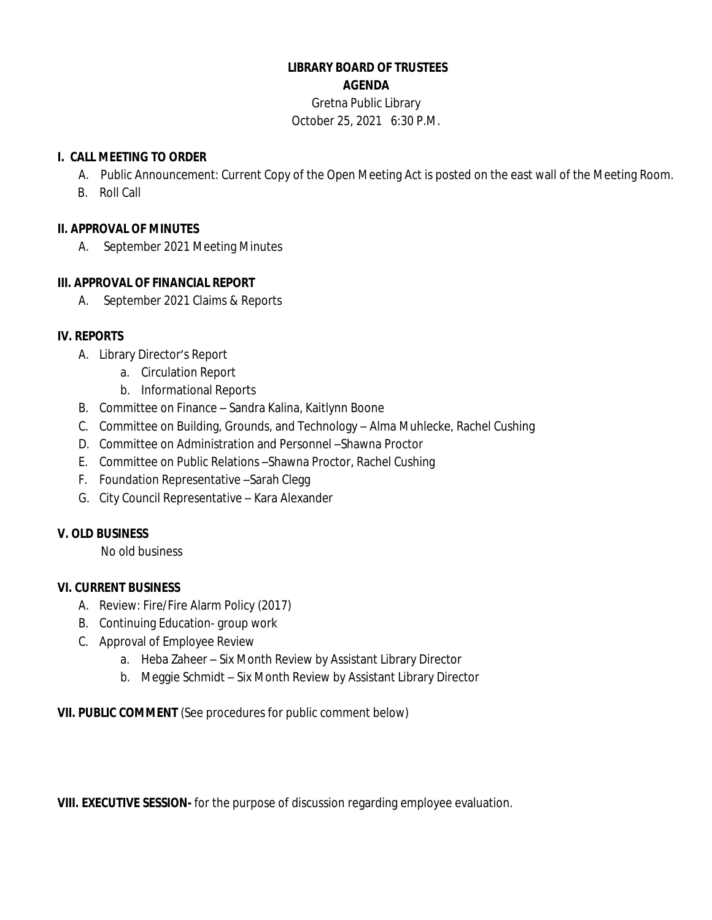**LIBRARY BOARD OF TRUSTEES**

**AGENDA**

Gretna Public Library

October 25, 2021 6:30 P.M.

**I. CALL MEETING TO ORDER**

A. Public Announcement: Current Copy of the Open Meeting Act is posted on the east wall of the Meeting Room.

B. Roll Call

**II. APPROVAL OF MINUTES**

A. September 2021 Meeting Minutes

**III. APPROVAL OF FINANCIAL REPORT**

A. September 2021 Claims & Reports

**IV. REPORTS**

A. Library Director's Report
   - a. Circulation Report
   - b. Informational Reports

B. Committee on Finance – Sandra Kalina, Kaitlynn Boone

C. Committee on Building, Grounds, and Technology – Alma Muhlecke, Rachel Cushing

D. Committee on Administration and Personnel –Shawna Proctor

E. Committee on Public Relations –Shawna Proctor, Rachel Cushing

F. Foundation Representative –Sarah Clegg

G. City Council Representative – Kara Alexander

**V. OLD BUSINESS**

No old business

**VI. CURRENT BUSINESS**

A. Review: Fire/Fire Alarm Policy (2017)

B. Continuing Education- group work

C. Approval of Employee Review
   - a. Heba Zaheer – Six Month Review by Assistant Library Director
   - b. Meggie Schmidt – Six Month Review by Assistant Library Director

**VII. PUBLIC COMMENT** (See procedures for public comment below)

**VIII. EXECUTIVE SESSION-** for the purpose of discussion regarding employee evaluation.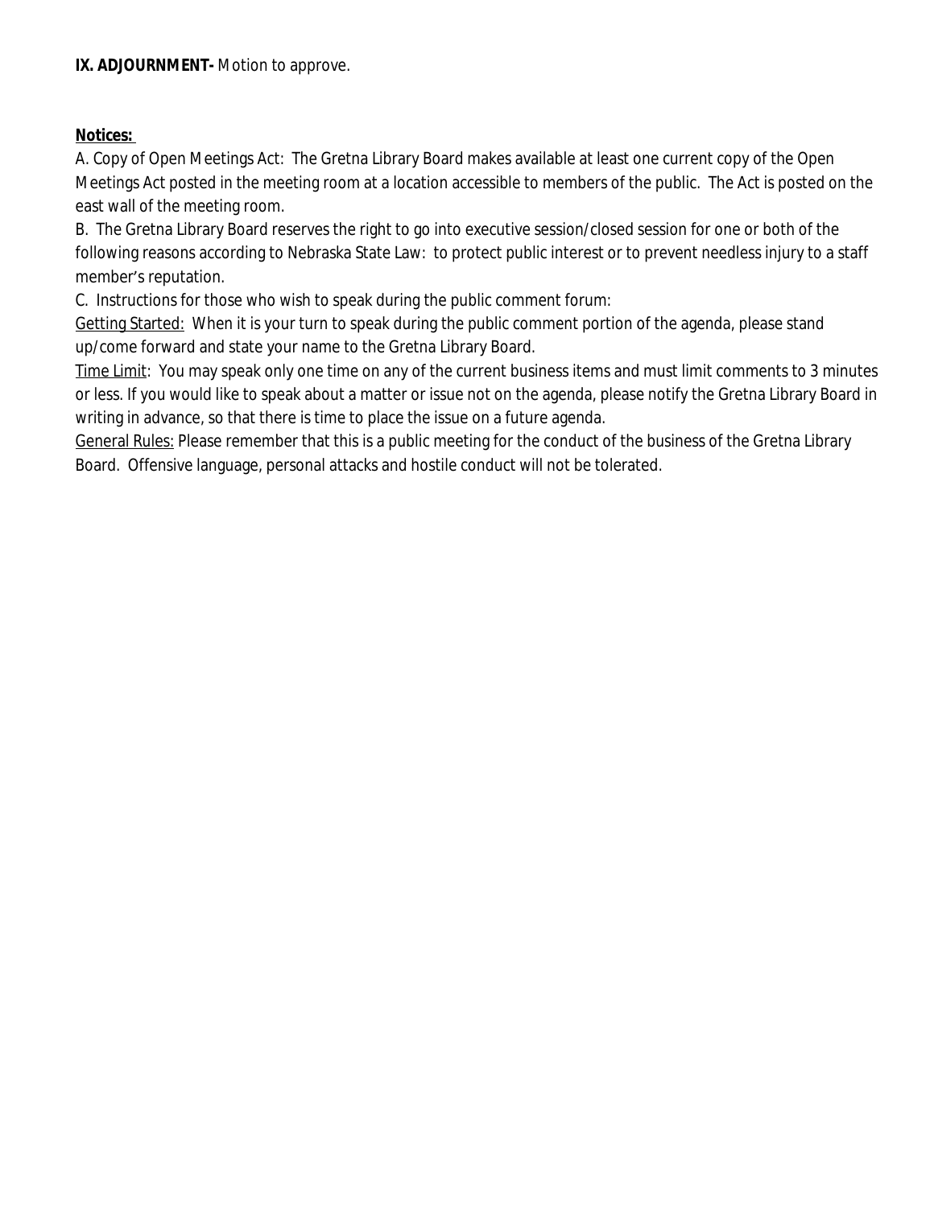**IX. ADJOURNMENT-** Motion to approve.

**Notices:**

A. Copy of Open Meetings Act: The Gretna Library Board makes available at least one current copy of the Open Meetings Act posted in the meeting room at a location accessible to members of the public. The Act is posted on the east wall of the meeting room.

B. The Gretna Library Board reserves the right to go into executive session/closed session for one or both of the following reasons according to Nebraska State Law: to protect public interest or to prevent needless injury to a staff member's reputation.

C. Instructions for those who wish to speak during the public comment forum:

Getting Started: When it is your turn to speak during the public comment portion of the agenda, please stand up/come forward and state your name to the Gretna Library Board.

Time Limit: You may speak only one time on any of the current business items and must limit comments to 3 minutes or less. If you would like to speak about a matter or issue not on the agenda, please notify the Gretna Library Board in writing in advance, so that there is time to place the issue on a future agenda.

General Rules: Please remember that this is a public meeting for the conduct of the business of the Gretna Library Board. Offensive language, personal attacks and hostile conduct will not be tolerated.